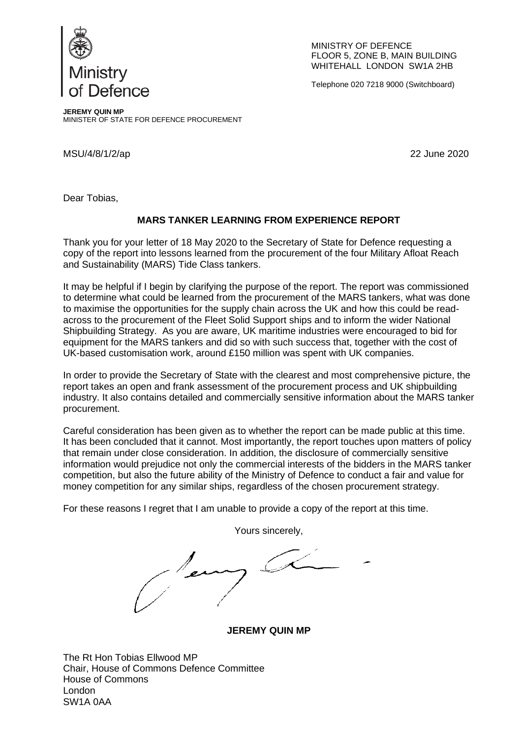Ministry of Defence

MINISTRY OF DEFENCE
FLOOR 5, ZONE B, MAIN BUILDING
WHITEHALL LONDON SW1A 2HB

Telephone 020 7218 9000 (Switchboard)

**JEREMY QUIN MP**
MINISTER OF STATE FOR DEFENCE PROCUREMENT

MSU/4/8/1/2/ap

22 June 2020

Dear Tobias,

**MARS TANKER LEARNING FROM EXPERIENCE REPORT**

Thank you for your letter of 18 May 2020 to the Secretary of State for Defence requesting a copy of the report into lessons learned from the procurement of the four Military Afloat Reach and Sustainability (MARS) Tide Class tankers.

It may be helpful if I begin by clarifying the purpose of the report. The report was commissioned to determine what could be learned from the procurement of the MARS tankers, what was done to maximise the opportunities for the supply chain across the UK and how this could be read-across to the procurement of the Fleet Solid Support ships and to inform the wider National Shipbuilding Strategy. As you are aware, UK maritime industries were encouraged to bid for equipment for the MARS tankers and did so with such success that, together with the cost of UK-based customisation work, around £150 million was spent with UK companies.

In order to provide the Secretary of State with the clearest and most comprehensive picture, the report takes an open and frank assessment of the procurement process and UK shipbuilding industry. It also contains detailed and commercially sensitive information about the MARS tanker procurement.

Careful consideration has been given as to whether the report can be made public at this time. It has been concluded that it cannot. Most importantly, the report touches upon matters of policy that remain under close consideration. In addition, the disclosure of commercially sensitive information would prejudice not only the commercial interests of the bidders in the MARS tanker competition, but also the future ability of the Ministry of Defence to conduct a fair and value for money competition for any similar ships, regardless of the chosen procurement strategy.

For these reasons I regret that I am unable to provide a copy of the report at this time.

Yours sincerely,

**JEREMY QUIN MP**

The Rt Hon Tobias Ellwood MP
Chair, House of Commons Defence Committee
House of Commons
London
SW1A 0AA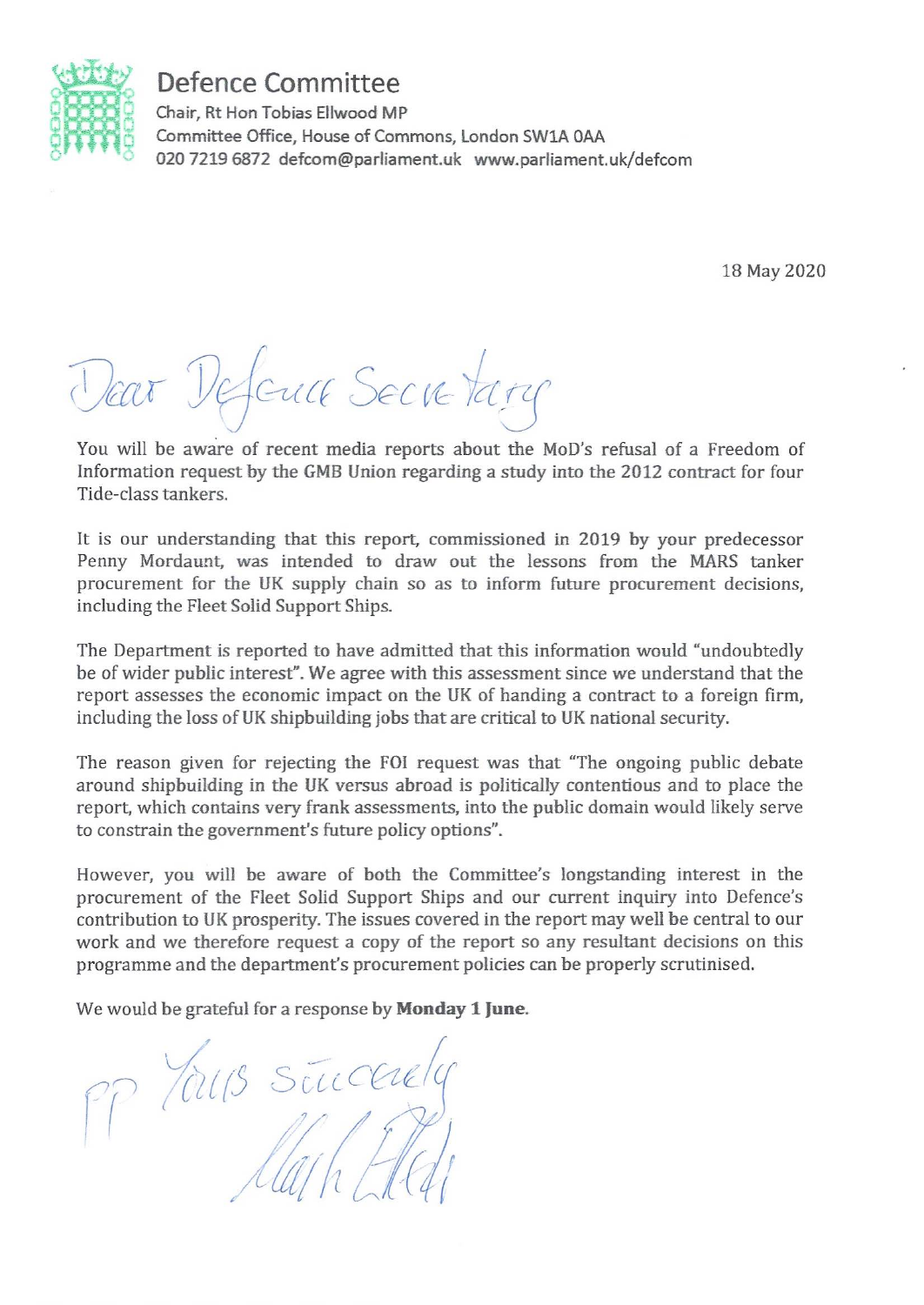# Defence Committee

Chair, Rt Hon Tobias Ellwood MP
Committee Office, House of Commons, London SW1A 0AA
020 7219 6872 defcom@parliament.uk www.parliament.uk/defcom

18 May 2020

Dear Defence Secretary

You will be aware of recent media reports about the MoD's refusal of a Freedom of Information request by the GMB Union regarding a study into the 2012 contract for four Tide-class tankers.

It is our understanding that this report, commissioned in 2019 by your predecessor Penny Mordaunt, was intended to draw out the lessons from the MARS tanker procurement for the UK supply chain so as to inform future procurement decisions, including the Fleet Solid Support Ships.

The Department is reported to have admitted that this information would "undoubtedly be of wider public interest". We agree with this assessment since we understand that the report assesses the economic impact on the UK of handing a contract to a foreign firm, including the loss of UK shipbuilding jobs that are critical to UK national security.

The reason given for rejecting the FOI request was that "The ongoing public debate around shipbuilding in the UK versus abroad is politically contentious and to place the report, which contains very frank assessments, into the public domain would likely serve to constrain the government's future policy options".

However, you will be aware of both the Committee's longstanding interest in the procurement of the Fleet Solid Support Ships and our current inquiry into Defence's contribution to UK prosperity. The issues covered in the report may well be central to our work and we therefore request a copy of the report so any resultant decisions on this programme and the department's procurement policies can be properly scrutinised.

We would be grateful for a response by **Monday 1 June**.

pp Yours sincerely